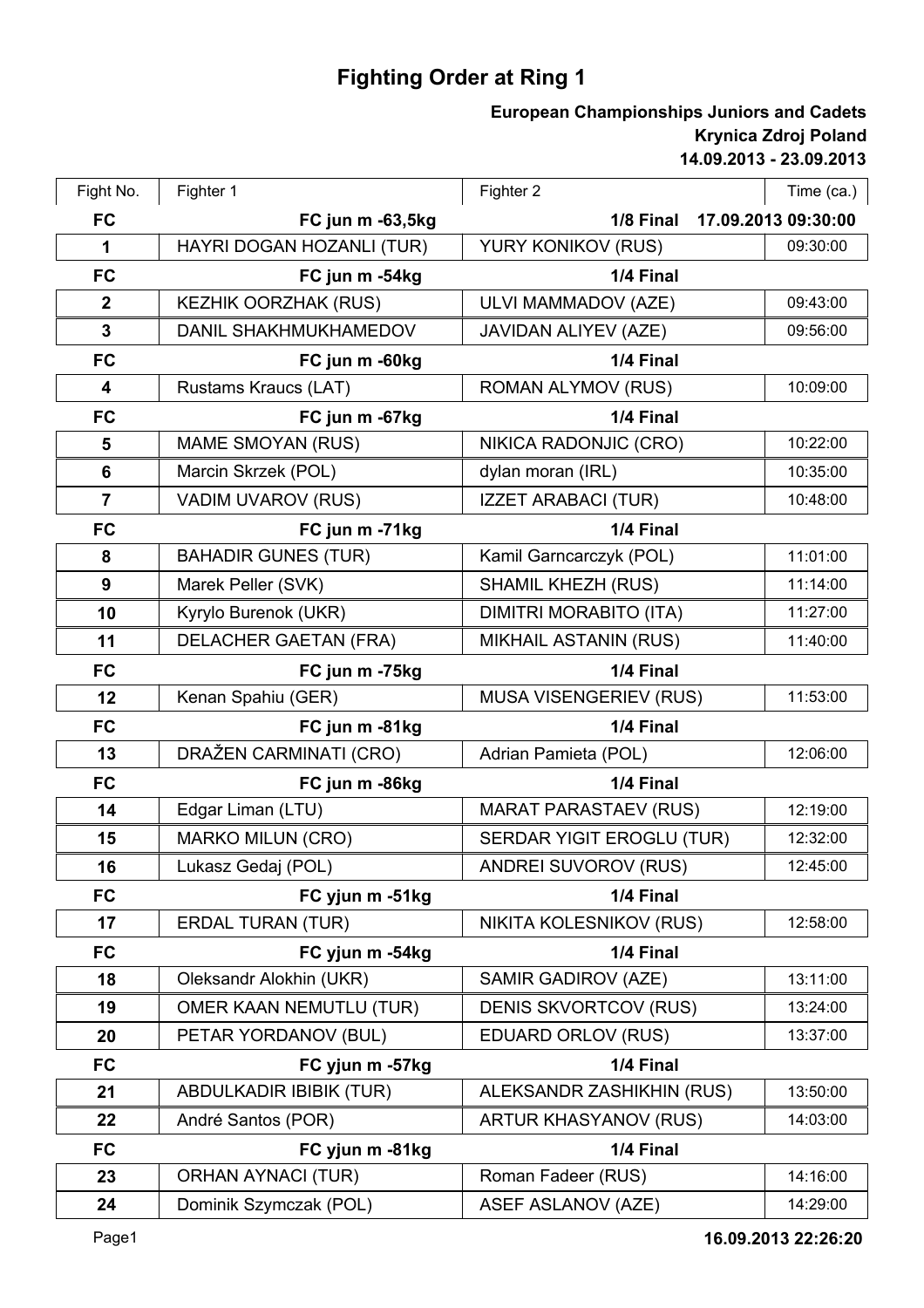# Fighting Order at Ring 1

**European Championships Juniors and Cadets**
**Krynica Zdroj Poland**
**14.09.2013 - 23.09.2013**

| Fight No. | Fighter 1 | Fighter 2 | Time (ca.) |
|---|---|---|---|
| **FC** | **FC jun m -63,5kg** | **1/8 Final** | **17.09.2013 09:30:00** |
| 1 | HAYRI DOGAN HOZANLI (TUR) | YURY KONIKOV (RUS) | 09:30:00 |
| **FC** | **FC jun m -54kg** | **1/4 Final** | |
| 2 | KEZHIK OORZHAK (RUS) | ULVI MAMMADOV (AZE) | 09:43:00 |
| 3 | DANIL SHAKHMUKHAMEDOV | JAVIDAN ALIYEV (AZE) | 09:56:00 |
| **FC** | **FC jun m -60kg** | **1/4 Final** | |
| 4 | Rustams Kraucs (LAT) | ROMAN ALYMOV (RUS) | 10:09:00 |
| **FC** | **FC jun m -67kg** | **1/4 Final** | |
| 5 | MAME SMOYAN (RUS) | NIKICA RADONJIC (CRO) | 10:22:00 |
| 6 | Marcin Skrzek (POL) | dylan moran (IRL) | 10:35:00 |
| 7 | VADIM UVAROV (RUS) | IZZET ARABACI (TUR) | 10:48:00 |
| **FC** | **FC jun m -71kg** | **1/4 Final** | |
| 8 | BAHADIR GUNES (TUR) | Kamil Garncarczyk (POL) | 11:01:00 |
| 9 | Marek Peller (SVK) | SHAMIL KHEZH (RUS) | 11:14:00 |
| 10 | Kyrylo Burenok (UKR) | DIMITRI MORABITO (ITA) | 11:27:00 |
| 11 | DELACHER GAETAN (FRA) | MIKHAIL ASTANIN (RUS) | 11:40:00 |
| **FC** | **FC jun m -75kg** | **1/4 Final** | |
| 12 | Kenan Spahiu (GER) | MUSA VISENGERIEV (RUS) | 11:53:00 |
| **FC** | **FC jun m -81kg** | **1/4 Final** | |
| 13 | DRAŽEN CARMINATI (CRO) | Adrian Pamieta (POL) | 12:06:00 |
| **FC** | **FC jun m -86kg** | **1/4 Final** | |
| 14 | Edgar Liman (LTU) | MARAT PARASTAEV (RUS) | 12:19:00 |
| 15 | MARKO MILUN (CRO) | SERDAR YIGIT EROGLU (TUR) | 12:32:00 |
| 16 | Lukasz Gedaj (POL) | ANDREI SUVOROV (RUS) | 12:45:00 |
| **FC** | **FC yjun m -51kg** | **1/4 Final** | |
| 17 | ERDAL TURAN (TUR) | NIKITA KOLESNIKOV (RUS) | 12:58:00 |
| **FC** | **FC yjun m -54kg** | **1/4 Final** | |
| 18 | Oleksandr Alokhin (UKR) | SAMIR GADIROV (AZE) | 13:11:00 |
| 19 | OMER KAAN NEMUTLU (TUR) | DENIS SKVORTCOV (RUS) | 13:24:00 |
| 20 | PETAR YORDANOV (BUL) | EDUARD ORLOV (RUS) | 13:37:00 |
| **FC** | **FC yjun m -57kg** | **1/4 Final** | |
| 21 | ABDULKADIR IBIBIK (TUR) | ALEKSANDR ZASHIKHIN (RUS) | 13:50:00 |
| 22 | André Santos (POR) | ARTUR KHASYANOV (RUS) | 14:03:00 |
| **FC** | **FC yjun m -81kg** | **1/4 Final** | |
| 23 | ORHAN AYNACI (TUR) | Roman Fadeer (RUS) | 14:16:00 |
| 24 | Dominik Szymczak (POL) | ASEF ASLANOV (AZE) | 14:29:00 |

**16.09.2013 22:26:20**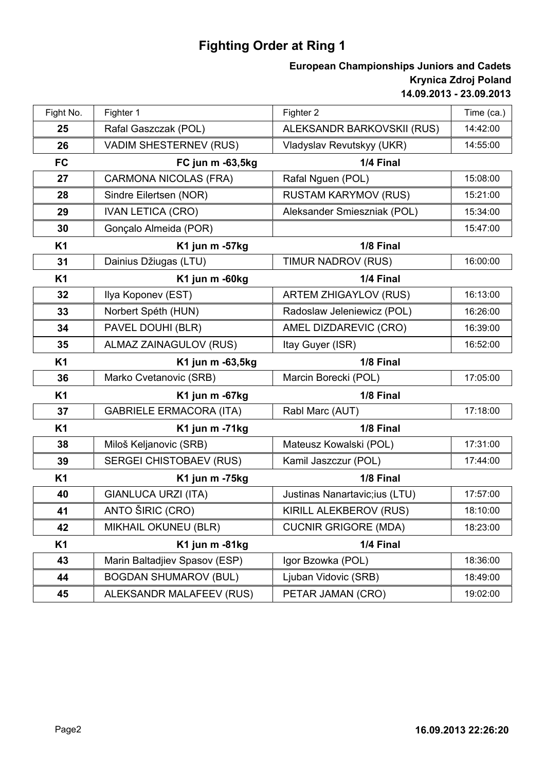# Fighting Order at Ring 1

**European Championships Juniors and Cadets**
**Krynica Zdroj Poland**
**14.09.2013 - 23.09.2013**

| Fight No. | Fighter 1 | Fighter 2 | Time (ca.) |
|---|---|---|---|
| **25** | Rafal Gaszczak (POL) | ALEKSANDR BARKOVSKII (RUS) | 14:42:00 |
| **26** | VADIM SHESTERNEV (RUS) | Vladyslav Revutskyy (UKR) | 14:55:00 |
| **FC** | **FC jun m -63,5kg** | **1/4 Final** | |
| **27** | CARMONA NICOLAS (FRA) | Rafal Nguen (POL) | 15:08:00 |
| **28** | Sindre Eilertsen (NOR) | RUSTAM KARYMOV (RUS) | 15:21:00 |
| **29** | IVAN LETICA (CRO) | Aleksander Smieszniak (POL) | 15:34:00 |
| **30** | Gonçalo Almeida (POR) | | 15:47:00 |
| **K1** | **K1 jun m -57kg** | **1/8 Final** | |
| **31** | Dainius Džiugas (LTU) | TIMUR NADROV (RUS) | 16:00:00 |
| **K1** | **K1 jun m -60kg** | **1/4 Final** | |
| **32** | Ilya Koponev (EST) | ARTEM ZHIGAYLOV (RUS) | 16:13:00 |
| **33** | Norbert Spéth (HUN) | Radoslaw Jeleniewicz (POL) | 16:26:00 |
| **34** | PAVEL DOUHI (BLR) | AMEL DIZDAREVIC (CRO) | 16:39:00 |
| **35** | ALMAZ ZAINAGULOV (RUS) | Itay Guyer (ISR) | 16:52:00 |
| **K1** | **K1 jun m -63,5kg** | **1/8 Final** | |
| **36** | Marko Cvetanovic (SRB) | Marcin Borecki (POL) | 17:05:00 |
| **K1** | **K1 jun m -67kg** | **1/8 Final** | |
| **37** | GABRIELE ERMACORA (ITA) | Rabl Marc (AUT) | 17:18:00 |
| **K1** | **K1 jun m -71kg** | **1/8 Final** | |
| **38** | Miloš Keljanovic (SRB) | Mateusz Kowalski (POL) | 17:31:00 |
| **39** | SERGEI CHISTOBAEV (RUS) | Kamil Jaszczur (POL) | 17:44:00 |
| **K1** | **K1 jun m -75kg** | **1/8 Final** | |
| **40** | GIANLUCA URZI (ITA) | Justinas Nanartavic;ius (LTU) | 17:57:00 |
| **41** | ANTO ŠIRIC (CRO) | KIRILL ALEKBEROV (RUS) | 18:10:00 |
| **42** | MIKHAIL OKUNEU (BLR) | CUCNIR GRIGORE (MDA) | 18:23:00 |
| **K1** | **K1 jun m -81kg** | **1/4 Final** | |
| **43** | Marin Baltadjiev Spasov (ESP) | Igor Bzowka (POL) | 18:36:00 |
| **44** | BOGDAN SHUMAROV (BUL) | Ljuban Vidovic (SRB) | 18:49:00 |
| **45** | ALEKSANDR MALAFEEV (RUS) | PETAR JAMAN (CRO) | 19:02:00 |

**16.09.2013 22:26:20**